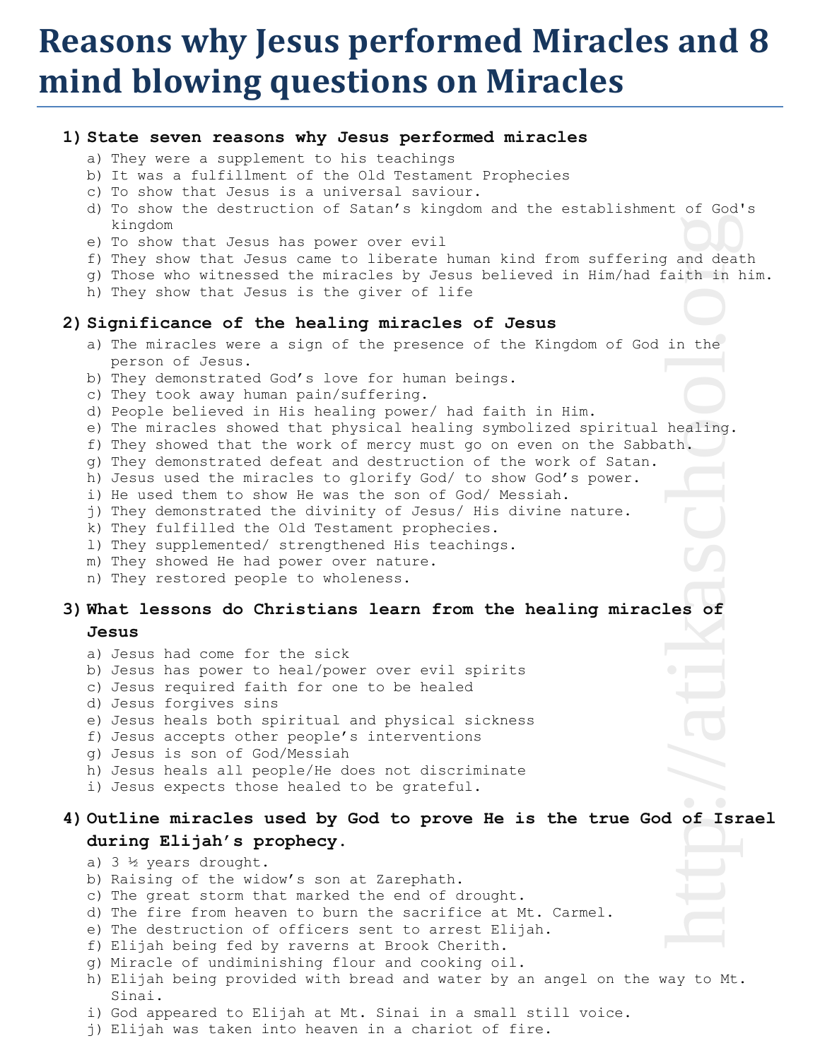# Reasons why Jesus performed Miracles and 8 mind blowing questions on Miracles

1) **State seven reasons why Jesus performed miracles**
   a) They were a supplement to his teachings
   b) It was a fulfillment of the Old Testament Prophecies
   c) To show that Jesus is a universal saviour.
   d) To show the destruction of Satan's kingdom and the establishment of God's kingdom
   e) To show that Jesus has power over evil
   f) They show that Jesus came to liberate human kind from suffering and death
   g) Those who witnessed the miracles by Jesus believed in Him/had faith in him.
   h) They show that Jesus is the giver of life

2) **Significance of the healing miracles of Jesus**
   a) The miracles were a sign of the presence of the Kingdom of God in the person of Jesus.
   b) They demonstrated God's love for human beings.
   c) They took away human pain/suffering.
   d) People believed in His healing power/ had faith in Him.
   e) The miracles showed that physical healing symbolized spiritual healing.
   f) They showed that the work of mercy must go on even on the Sabbath.
   g) They demonstrated defeat and destruction of the work of Satan.
   h) Jesus used the miracles to glorify God/ to show God's power.
   i) He used them to show He was the son of God/ Messiah.
   j) They demonstrated the divinity of Jesus/ His divine nature.
   k) They fulfilled the Old Testament prophecies.
   l) They supplemented/ strengthened His teachings.
   m) They showed He had power over nature.
   n) They restored people to wholeness.

3) **What lessons do Christians learn from the healing miracles of Jesus**
   a) Jesus had come for the sick
   b) Jesus has power to heal/power over evil spirits
   c) Jesus required faith for one to be healed
   d) Jesus forgives sins
   e) Jesus heals both spiritual and physical sickness
   f) Jesus accepts other people's interventions
   g) Jesus is son of God/Messiah
   h) Jesus heals all people/He does not discriminate
   i) Jesus expects those healed to be grateful.

4) **Outline miracles used by God to prove He is the true God of Israel during Elijah's prophecy.**
   a) 3 ½ years drought.
   b) Raising of the widow's son at Zarephath.
   c) The great storm that marked the end of drought.
   d) The fire from heaven to burn the sacrifice at Mt. Carmel.
   e) The destruction of officers sent to arrest Elijah.
   f) Elijah being fed by raverns at Brook Cherith.
   g) Miracle of undiminishing flour and cooking oil.
   h) Elijah being provided with bread and water by an angel on the way to Mt. Sinai.
   i) God appeared to Elijah at Mt. Sinai in a small still voice.
   j) Elijah was taken into heaven in a chariot of fire.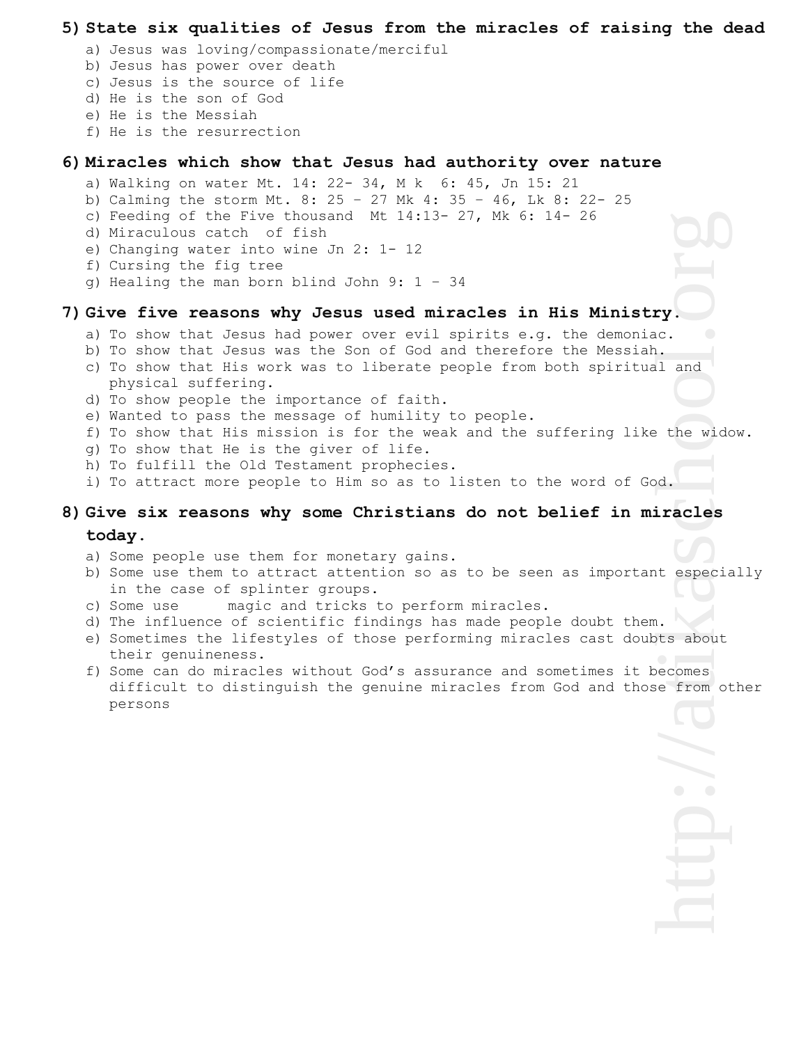**5) State six qualities of Jesus from the miracles of raising the dead**

a) Jesus was loving/compassionate/merciful
b) Jesus has power over death
c) Jesus is the source of life
d) He is the son of God
e) He is the Messiah
f) He is the resurrection

**6) Miracles which show that Jesus had authority over nature**

a) Walking on water Mt. 14: 22- 34, M k 6: 45, Jn 15: 21
b) Calming the storm Mt. 8: 25 – 27 Mk 4: 35 – 46, Lk 8: 22- 25
c) Feeding of the Five thousand Mt 14:13- 27, Mk 6: 14- 26
d) Miraculous catch of fish
e) Changing water into wine Jn 2: 1- 12
f) Cursing the fig tree
g) Healing the man born blind John 9: 1 – 34

**7) Give five reasons why Jesus used miracles in His Ministry.**

a) To show that Jesus had power over evil spirits e.g. the demoniac.
b) To show that Jesus was the Son of God and therefore the Messiah.
c) To show that His work was to liberate people from both spiritual and physical suffering.
d) To show people the importance of faith.
e) Wanted to pass the message of humility to people.
f) To show that His mission is for the weak and the suffering like the widow.
g) To show that He is the giver of life.
h) To fulfill the Old Testament prophecies.
i) To attract more people to Him so as to listen to the word of God.

**8) Give six reasons why some Christians do not belief in miracles today.**

a) Some people use them for monetary gains.
b) Some use them to attract attention so as to be seen as important especially in the case of splinter groups.
c) Some use magic and tricks to perform miracles.
d) The influence of scientific findings has made people doubt them.
e) Sometimes the lifestyles of those performing miracles cast doubts about their genuineness.
f) Some can do miracles without God's assurance and sometimes it becomes difficult to distinguish the genuine miracles from God and those from other persons